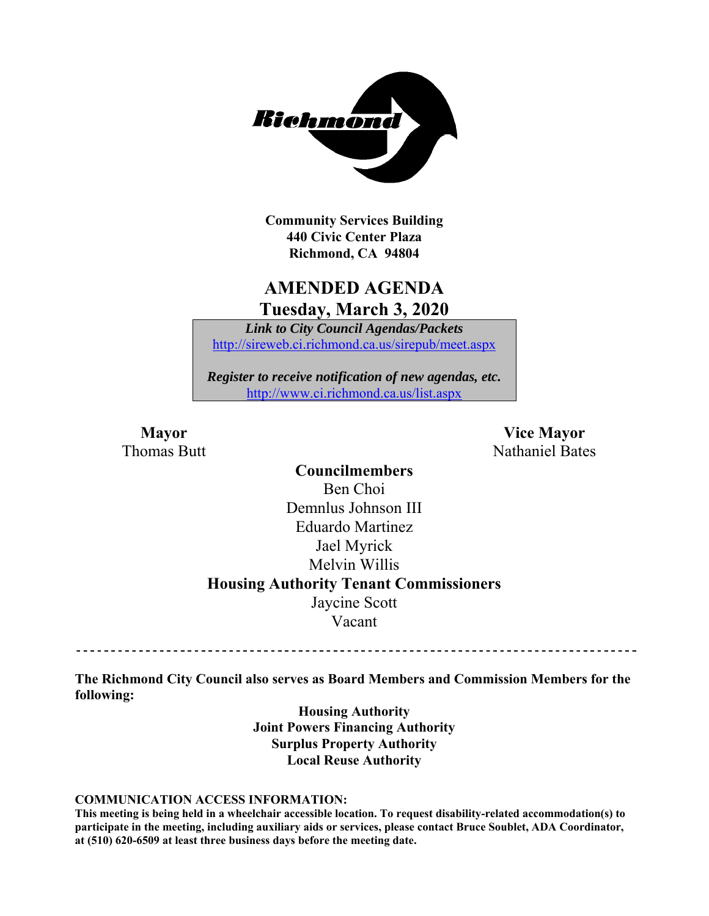Richmond

**Community Services Building**
**440 Civic Center Plaza**
**Richmond, CA 94804**

# AMENDED AGENDA
## Tuesday, March 3, 2020

***Link to City Council Agendas/Packets***
http://sireweb.ci.richmond.ca.us/sirepub/meet.aspx

***Register to receive notification of new agendas, etc.***
http://www.ci.richmond.ca.us/list.aspx

**Mayor**
Thomas Butt

**Vice Mayor**
Nathaniel Bates

**Councilmembers**
Ben Choi
Demnlus Johnson III
Eduardo Martinez
Jael Myrick
Melvin Willis

**Housing Authority Tenant Commissioners**
Jaycine Scott
Vacant

---

**The Richmond City Council also serves as Board Members and Commission Members for the following:**

**Housing Authority**
**Joint Powers Financing Authority**
**Surplus Property Authority**
**Local Reuse Authority**

**COMMUNICATION ACCESS INFORMATION:**
**This meeting is being held in a wheelchair accessible location. To request disability-related accommodation(s) to participate in the meeting, including auxiliary aids or services, please contact Bruce Soublet, ADA Coordinator, at (510) 620-6509 at least three business days before the meeting date.**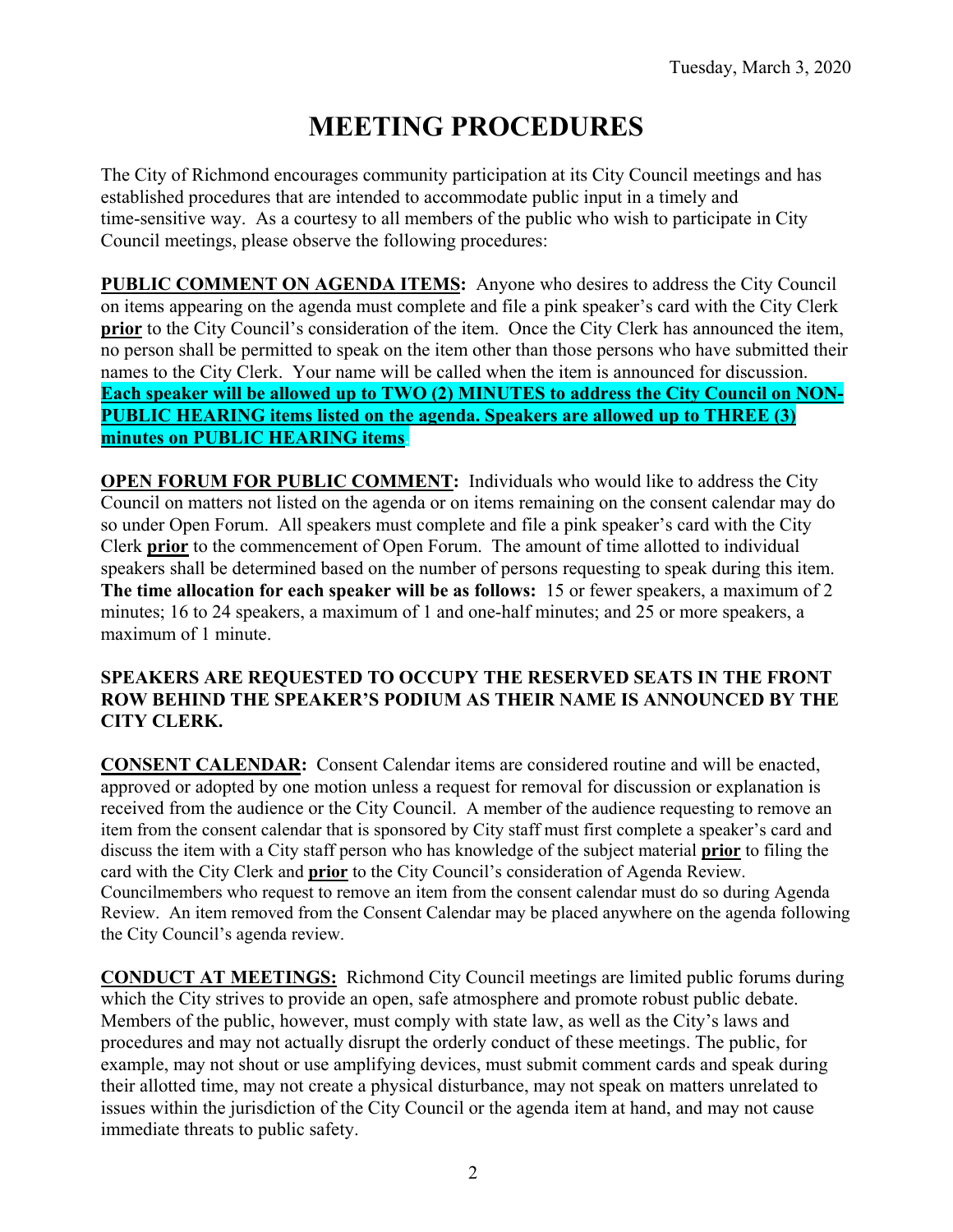Tuesday, March 3, 2020

# MEETING PROCEDURES

The City of Richmond encourages community participation at its City Council meetings and has established procedures that are intended to accommodate public input in a timely and time-sensitive way. As a courtesy to all members of the public who wish to participate in City Council meetings, please observe the following procedures:

**PUBLIC COMMENT ON AGENDA ITEMS:** Anyone who desires to address the City Council on items appearing on the agenda must complete and file a pink speaker's card with the City Clerk **prior** to the City Council's consideration of the item. Once the City Clerk has announced the item, no person shall be permitted to speak on the item other than those persons who have submitted their names to the City Clerk. Your name will be called when the item is announced for discussion. **Each speaker will be allowed up to TWO (2) MINUTES to address the City Council on NON-PUBLIC HEARING items listed on the agenda. Speakers are allowed up to THREE (3) minutes on PUBLIC HEARING items**.

**OPEN FORUM FOR PUBLIC COMMENT:** Individuals who would like to address the City Council on matters not listed on the agenda or on items remaining on the consent calendar may do so under Open Forum. All speakers must complete and file a pink speaker's card with the City Clerk **prior** to the commencement of Open Forum. The amount of time allotted to individual speakers shall be determined based on the number of persons requesting to speak during this item. **The time allocation for each speaker will be as follows:** 15 or fewer speakers, a maximum of 2 minutes; 16 to 24 speakers, a maximum of 1 and one-half minutes; and 25 or more speakers, a maximum of 1 minute.

**SPEAKERS ARE REQUESTED TO OCCUPY THE RESERVED SEATS IN THE FRONT ROW BEHIND THE SPEAKER'S PODIUM AS THEIR NAME IS ANNOUNCED BY THE CITY CLERK.**

**CONSENT CALENDAR:** Consent Calendar items are considered routine and will be enacted, approved or adopted by one motion unless a request for removal for discussion or explanation is received from the audience or the City Council. A member of the audience requesting to remove an item from the consent calendar that is sponsored by City staff must first complete a speaker's card and discuss the item with a City staff person who has knowledge of the subject material **prior** to filing the card with the City Clerk and **prior** to the City Council's consideration of Agenda Review. Councilmembers who request to remove an item from the consent calendar must do so during Agenda Review. An item removed from the Consent Calendar may be placed anywhere on the agenda following the City Council's agenda review.

**CONDUCT AT MEETINGS:** Richmond City Council meetings are limited public forums during which the City strives to provide an open, safe atmosphere and promote robust public debate. Members of the public, however, must comply with state law, as well as the City's laws and procedures and may not actually disrupt the orderly conduct of these meetings. The public, for example, may not shout or use amplifying devices, must submit comment cards and speak during their allotted time, may not create a physical disturbance, may not speak on matters unrelated to issues within the jurisdiction of the City Council or the agenda item at hand, and may not cause immediate threats to public safety.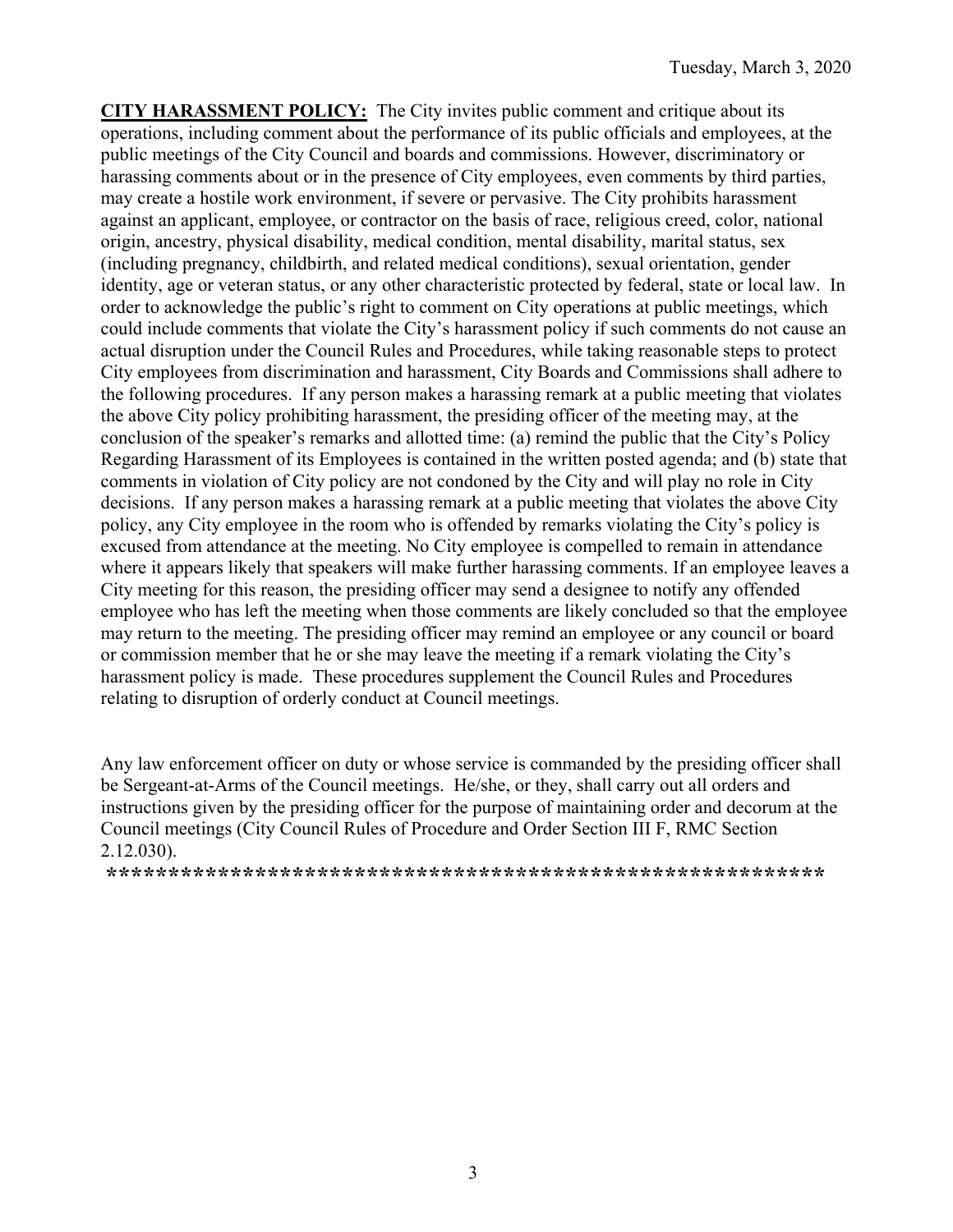**CITY HARASSMENT POLICY:** The City invites public comment and critique about its operations, including comment about the performance of its public officials and employees, at the public meetings of the City Council and boards and commissions. However, discriminatory or harassing comments about or in the presence of City employees, even comments by third parties, may create a hostile work environment, if severe or pervasive. The City prohibits harassment against an applicant, employee, or contractor on the basis of race, religious creed, color, national origin, ancestry, physical disability, medical condition, mental disability, marital status, sex (including pregnancy, childbirth, and related medical conditions), sexual orientation, gender identity, age or veteran status, or any other characteristic protected by federal, state or local law. In order to acknowledge the public's right to comment on City operations at public meetings, which could include comments that violate the City's harassment policy if such comments do not cause an actual disruption under the Council Rules and Procedures, while taking reasonable steps to protect City employees from discrimination and harassment, City Boards and Commissions shall adhere to the following procedures. If any person makes a harassing remark at a public meeting that violates the above City policy prohibiting harassment, the presiding officer of the meeting may, at the conclusion of the speaker's remarks and allotted time: (a) remind the public that the City's Policy Regarding Harassment of its Employees is contained in the written posted agenda; and (b) state that comments in violation of City policy are not condoned by the City and will play no role in City decisions. If any person makes a harassing remark at a public meeting that violates the above City policy, any City employee in the room who is offended by remarks violating the City's policy is excused from attendance at the meeting. No City employee is compelled to remain in attendance where it appears likely that speakers will make further harassing comments. If an employee leaves a City meeting for this reason, the presiding officer may send a designee to notify any offended employee who has left the meeting when those comments are likely concluded so that the employee may return to the meeting. The presiding officer may remind an employee or any council or board or commission member that he or she may leave the meeting if a remark violating the City's harassment policy is made. These procedures supplement the Council Rules and Procedures relating to disruption of orderly conduct at Council meetings.

Any law enforcement officer on duty or whose service is commanded by the presiding officer shall be Sergeant-at-Arms of the Council meetings. He/she, or they, shall carry out all orders and instructions given by the presiding officer for the purpose of maintaining order and decorum at the Council meetings (City Council Rules of Procedure and Order Section III F, RMC Section 2.12.030).

**************************************************************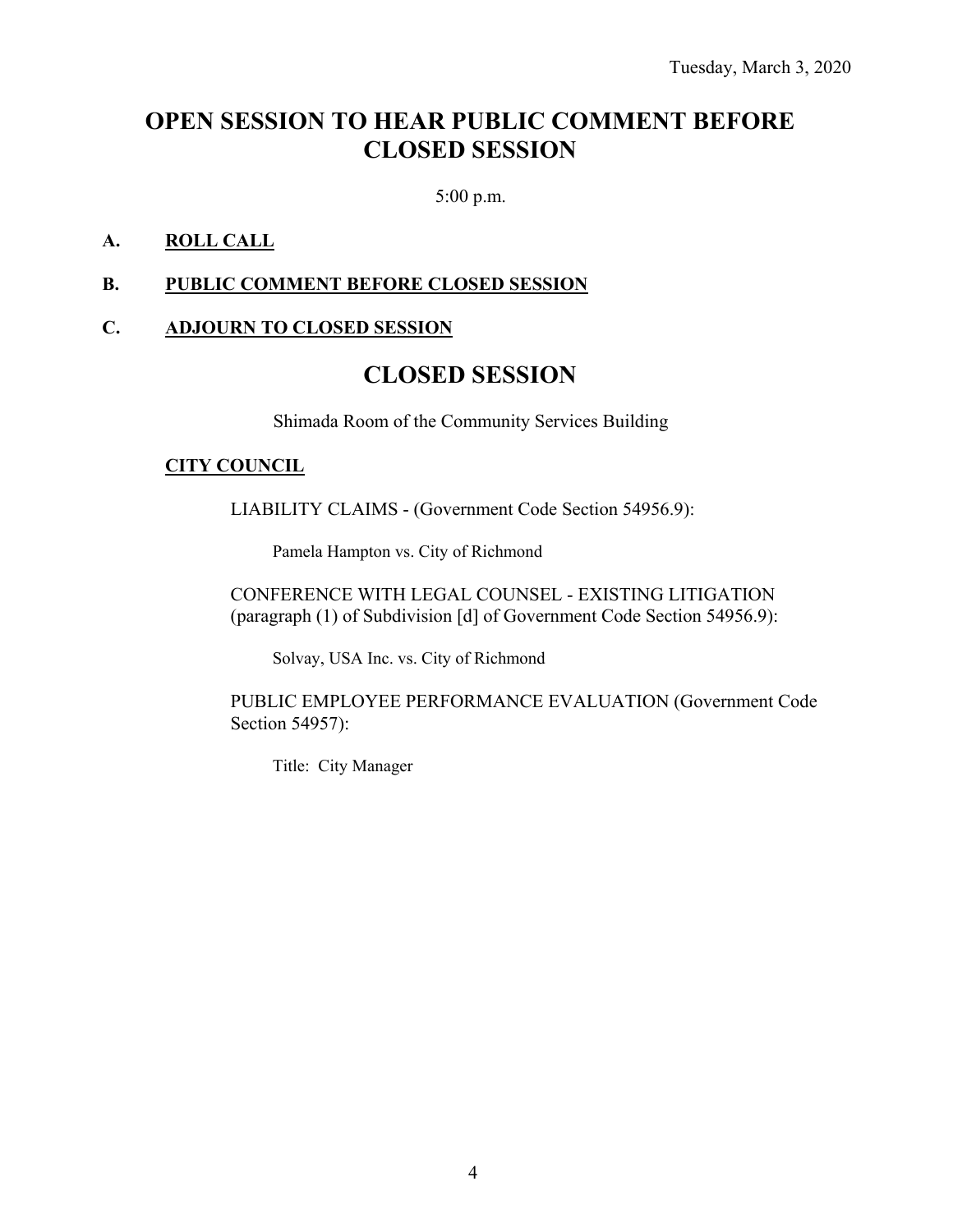Tuesday, March 3, 2020

# OPEN SESSION TO HEAR PUBLIC COMMENT BEFORE CLOSED SESSION

5:00 p.m.

**A. ROLL CALL**

**B. PUBLIC COMMENT BEFORE CLOSED SESSION**

**C. ADJOURN TO CLOSED SESSION**

# CLOSED SESSION

Shimada Room of the Community Services Building

**CITY COUNCIL**

LIABILITY CLAIMS - (Government Code Section 54956.9):

Pamela Hampton vs. City of Richmond

CONFERENCE WITH LEGAL COUNSEL - EXISTING LITIGATION (paragraph (1) of Subdivision [d] of Government Code Section 54956.9):

Solvay, USA Inc. vs. City of Richmond

PUBLIC EMPLOYEE PERFORMANCE EVALUATION (Government Code Section 54957):

Title: City Manager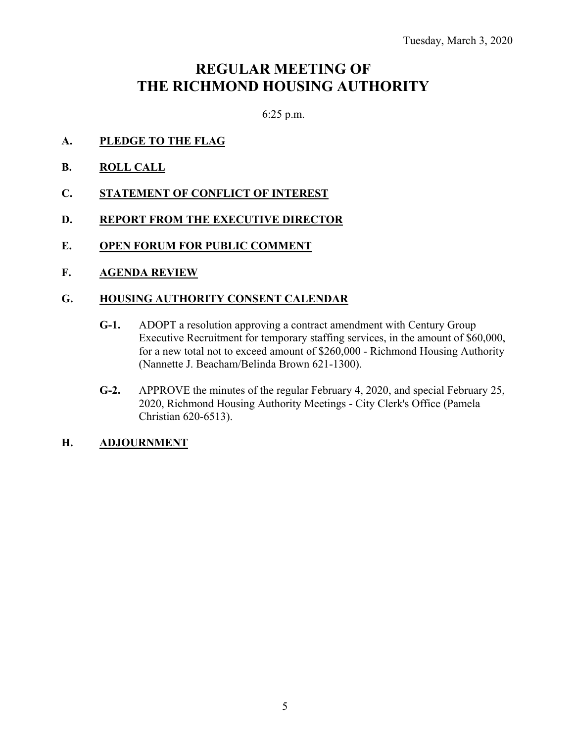Tuesday, March 3, 2020

# REGULAR MEETING OF THE RICHMOND HOUSING AUTHORITY

6:25 p.m.

**A. PLEDGE TO THE FLAG**

**B. ROLL CALL**

**C. STATEMENT OF CONFLICT OF INTEREST**

**D. REPORT FROM THE EXECUTIVE DIRECTOR**

**E. OPEN FORUM FOR PUBLIC COMMENT**

**F. AGENDA REVIEW**

**G. HOUSING AUTHORITY CONSENT CALENDAR**

**G-1.** ADOPT a resolution approving a contract amendment with Century Group Executive Recruitment for temporary staffing services, in the amount of $60,000, for a new total not to exceed amount of $260,000 - Richmond Housing Authority (Nannette J. Beacham/Belinda Brown 621-1300).

**G-2.** APPROVE the minutes of the regular February 4, 2020, and special February 25, 2020, Richmond Housing Authority Meetings - City Clerk's Office (Pamela Christian 620-6513).

**H. ADJOURNMENT**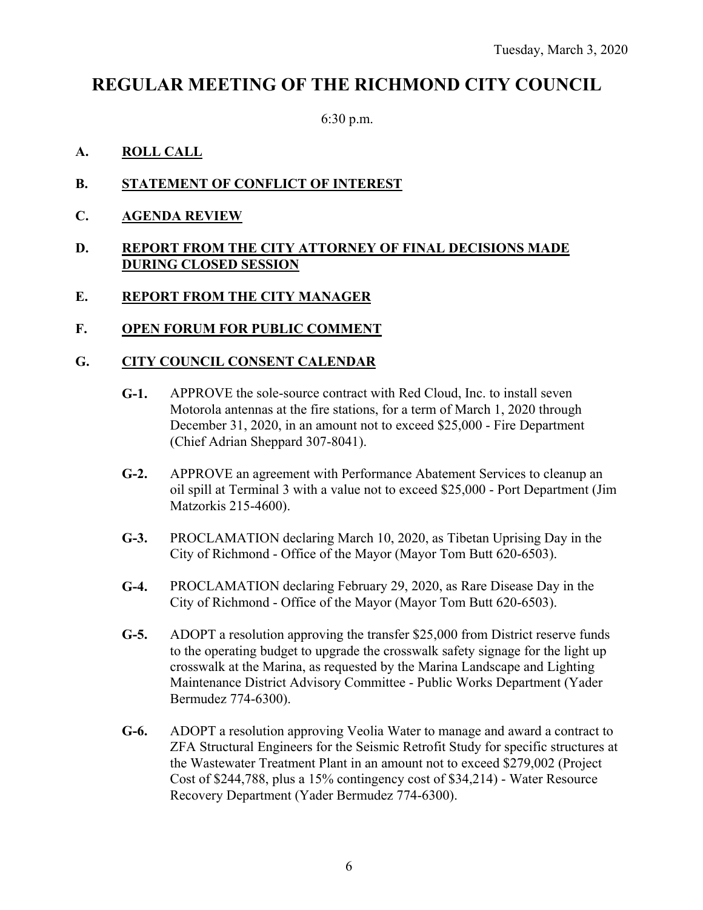Tuesday, March 3, 2020

# REGULAR MEETING OF THE RICHMOND CITY COUNCIL

6:30 p.m.

## A. ROLL CALL

## B. STATEMENT OF CONFLICT OF INTEREST

## C. AGENDA REVIEW

## D. REPORT FROM THE CITY ATTORNEY OF FINAL DECISIONS MADE DURING CLOSED SESSION

## E. REPORT FROM THE CITY MANAGER

## F. OPEN FORUM FOR PUBLIC COMMENT

## G. CITY COUNCIL CONSENT CALENDAR

**G-1.** APPROVE the sole-source contract with Red Cloud, Inc. to install seven Motorola antennas at the fire stations, for a term of March 1, 2020 through December 31, 2020, in an amount not to exceed $25,000 - Fire Department (Chief Adrian Sheppard 307-8041).

**G-2.** APPROVE an agreement with Performance Abatement Services to cleanup an oil spill at Terminal 3 with a value not to exceed $25,000 - Port Department (Jim Matzorkis 215-4600).

**G-3.** PROCLAMATION declaring March 10, 2020, as Tibetan Uprising Day in the City of Richmond - Office of the Mayor (Mayor Tom Butt 620-6503).

**G-4.** PROCLAMATION declaring February 29, 2020, as Rare Disease Day in the City of Richmond - Office of the Mayor (Mayor Tom Butt 620-6503).

**G-5.** ADOPT a resolution approving the transfer $25,000 from District reserve funds to the operating budget to upgrade the crosswalk safety signage for the light up crosswalk at the Marina, as requested by the Marina Landscape and Lighting Maintenance District Advisory Committee - Public Works Department (Yader Bermudez 774-6300).

**G-6.** ADOPT a resolution approving Veolia Water to manage and award a contract to ZFA Structural Engineers for the Seismic Retrofit Study for specific structures at the Wastewater Treatment Plant in an amount not to exceed $279,002 (Project Cost of $244,788, plus a 15% contingency cost of $34,214) - Water Resource Recovery Department (Yader Bermudez 774-6300).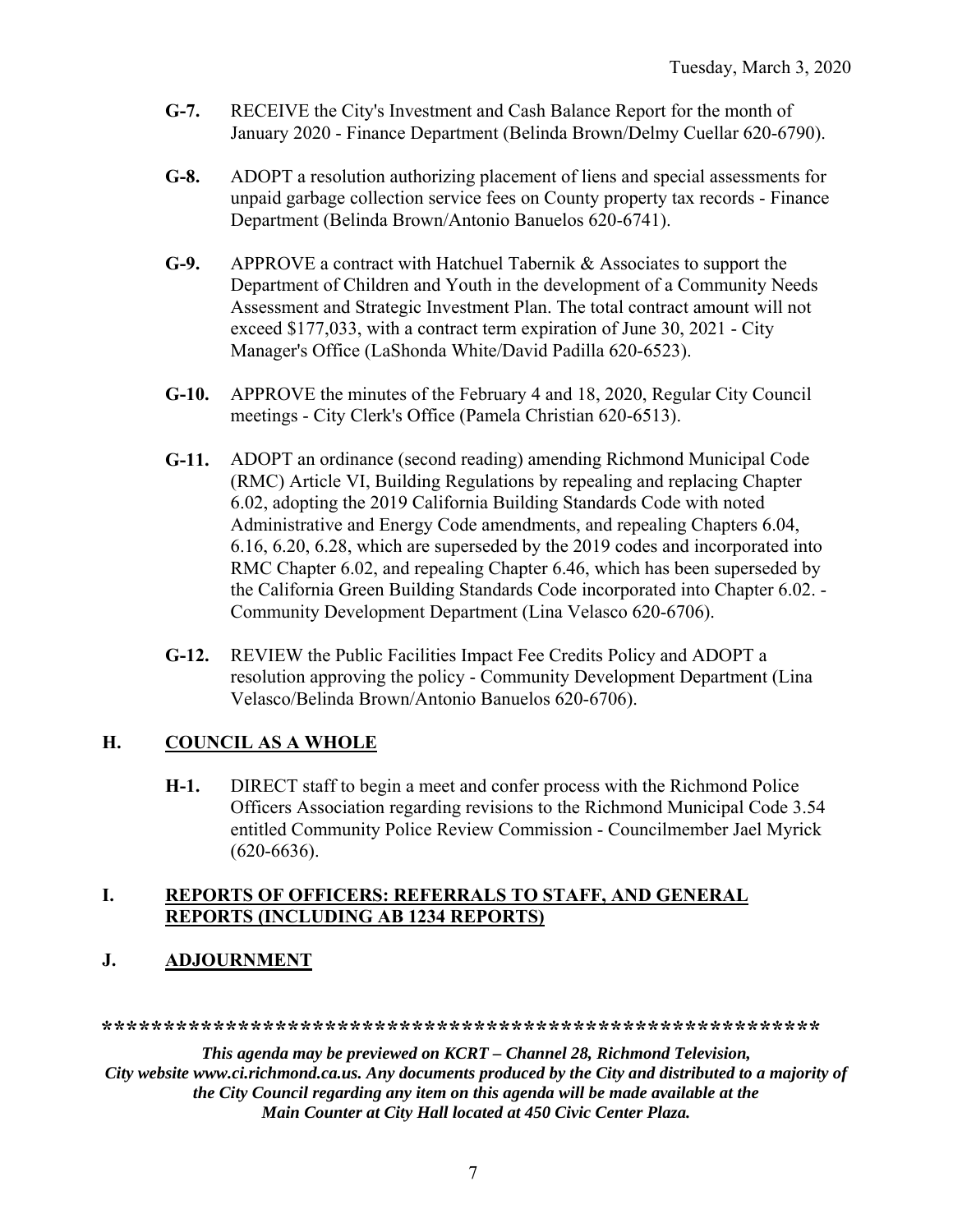- **G-7.** RECEIVE the City's Investment and Cash Balance Report for the month of January 2020 - Finance Department (Belinda Brown/Delmy Cuellar 620-6790).

- **G-8.** ADOPT a resolution authorizing placement of liens and special assessments for unpaid garbage collection service fees on County property tax records - Finance Department (Belinda Brown/Antonio Banuelos 620-6741).

- **G-9.** APPROVE a contract with Hatchuel Tabernik & Associates to support the Department of Children and Youth in the development of a Community Needs Assessment and Strategic Investment Plan. The total contract amount will not exceed $177,033, with a contract term expiration of June 30, 2021 - City Manager's Office (LaShonda White/David Padilla 620-6523).

- **G-10.** APPROVE the minutes of the February 4 and 18, 2020, Regular City Council meetings - City Clerk's Office (Pamela Christian 620-6513).

- **G-11.** ADOPT an ordinance (second reading) amending Richmond Municipal Code (RMC) Article VI, Building Regulations by repealing and replacing Chapter 6.02, adopting the 2019 California Building Standards Code with noted Administrative and Energy Code amendments, and repealing Chapters 6.04, 6.16, 6.20, 6.28, which are superseded by the 2019 codes and incorporated into RMC Chapter 6.02, and repealing Chapter 6.46, which has been superseded by the California Green Building Standards Code incorporated into Chapter 6.02. - Community Development Department (Lina Velasco 620-6706).

- **G-12.** REVIEW the Public Facilities Impact Fee Credits Policy and ADOPT a resolution approving the policy - Community Development Department (Lina Velasco/Belinda Brown/Antonio Banuelos 620-6706).

## H. COUNCIL AS A WHOLE

- **H-1.** DIRECT staff to begin a meet and confer process with the Richmond Police Officers Association regarding revisions to the Richmond Municipal Code 3.54 entitled Community Police Review Commission - Councilmember Jael Myrick (620-6636).

## I. REPORTS OF OFFICERS: REFERRALS TO STAFF, AND GENERAL REPORTS (INCLUDING AB 1234 REPORTS)

## J. ADJOURNMENT

**************************************************************

***This agenda may be previewed on KCRT – Channel 28, Richmond Television, City website www.ci.richmond.ca.us. Any documents produced by the City and distributed to a majority of the City Council regarding any item on this agenda will be made available at the Main Counter at City Hall located at 450 Civic Center Plaza.***